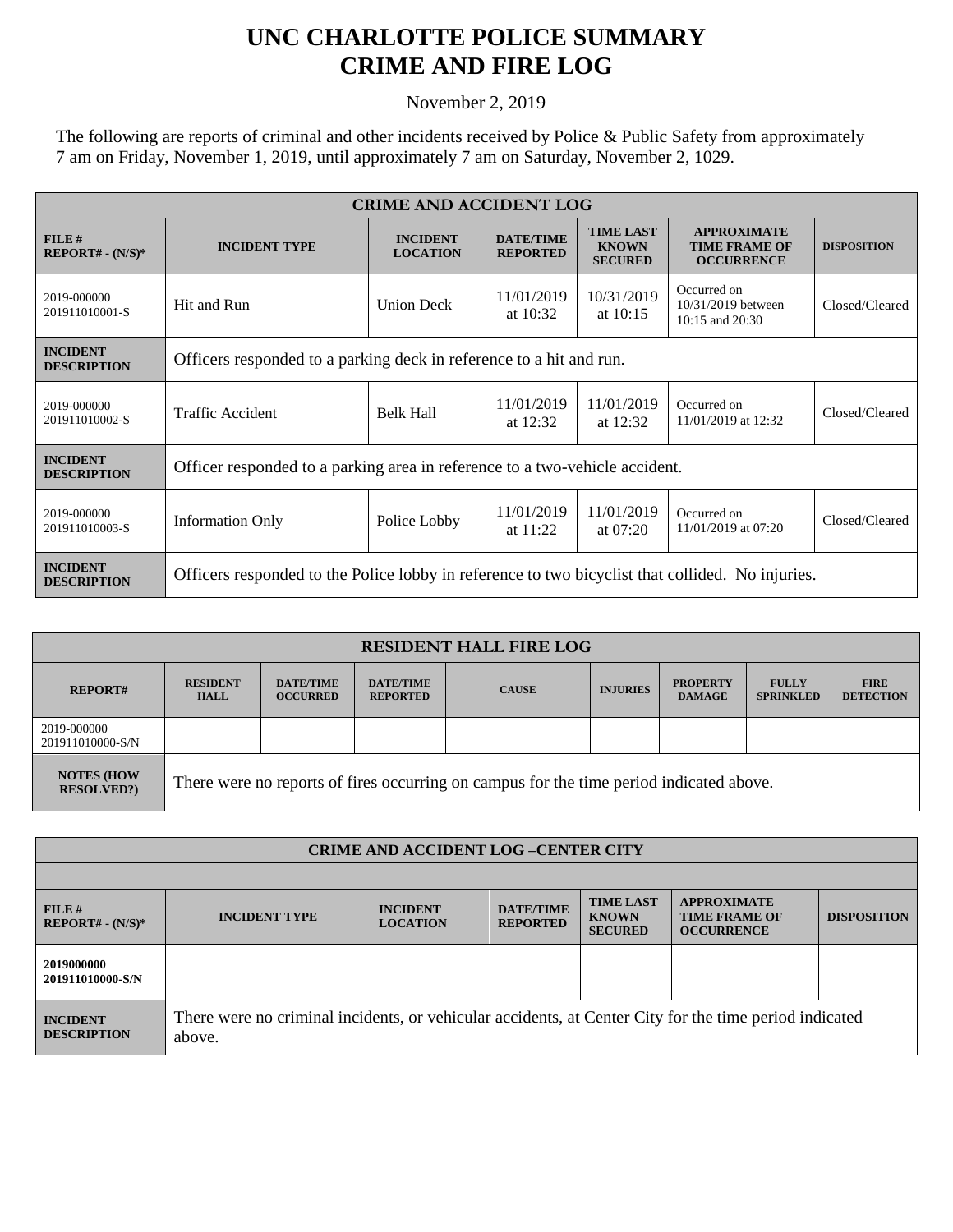# UNC CHARLOTTE POLICE SUMMARY
# CRIME AND FIRE LOG

November 2, 2019

The following are reports of criminal and other incidents received by Police & Public Safety from approximately 7 am on Friday, November 1, 2019, until approximately 7 am on Saturday, November 2, 1029.

| CRIME AND ACCIDENT LOG | | | | | | |
|---|---|---|---|---|---|---|
| **FILE # REPORT# - (N/S)*** | **INCIDENT TYPE** | **INCIDENT LOCATION** | **DATE/TIME REPORTED** | **TIME LAST KNOWN SECURED** | **APPROXIMATE TIME FRAME OF OCCURRENCE** | **DISPOSITION** |
| 2019-000000 201911010001-S | Hit and Run | Union Deck | 11/01/2019 at 10:32 | 10/31/2019 at 10:15 | Occurred on 10/31/2019 between 10:15 and 20:30 | Closed/Cleared |
| **INCIDENT DESCRIPTION** | Officers responded to a parking deck in reference to a hit and run. | | | | | |
| 2019-000000 201911010002-S | Traffic Accident | Belk Hall | 11/01/2019 at 12:32 | 11/01/2019 at 12:32 | Occurred on 11/01/2019 at 12:32 | Closed/Cleared |
| **INCIDENT DESCRIPTION** | Officer responded to a parking area in reference to a two-vehicle accident. | | | | | |
| 2019-000000 201911010003-S | Information Only | Police Lobby | 11/01/2019 at 11:22 | 11/01/2019 at 07:20 | Occurred on 11/01/2019 at 07:20 | Closed/Cleared |
| **INCIDENT DESCRIPTION** | Officers responded to the Police lobby in reference to two bicyclist that collided. No injuries. | | | | | |

| RESIDENT HALL FIRE LOG | | | | | | | | |
|---|---|---|---|---|---|---|---|---|
| **REPORT#** | **RESIDENT HALL** | **DATE/TIME OCCURRED** | **DATE/TIME REPORTED** | **CAUSE** | **INJURIES** | **PROPERTY DAMAGE** | **FULLY SPRINKLED** | **FIRE DETECTION** |
| 2019-000000 201911010000-S/N | | | | | | | | |
| **NOTES (HOW RESOLVED?)** | There were no reports of fires occurring on campus for the time period indicated above. | | | | | | | |

| CRIME AND ACCIDENT LOG –CENTER CITY | | | | | | |
|---|---|---|---|---|---|---|
| **FILE # REPORT# - (N/S)*** | **INCIDENT TYPE** | **INCIDENT LOCATION** | **DATE/TIME REPORTED** | **TIME LAST KNOWN SECURED** | **APPROXIMATE TIME FRAME OF OCCURRENCE** | **DISPOSITION** |
| **2019000000 201911010000-S/N** | | | | | | |
| **INCIDENT DESCRIPTION** | There were no criminal incidents, or vehicular accidents, at Center City for the time period indicated above. | | | | | |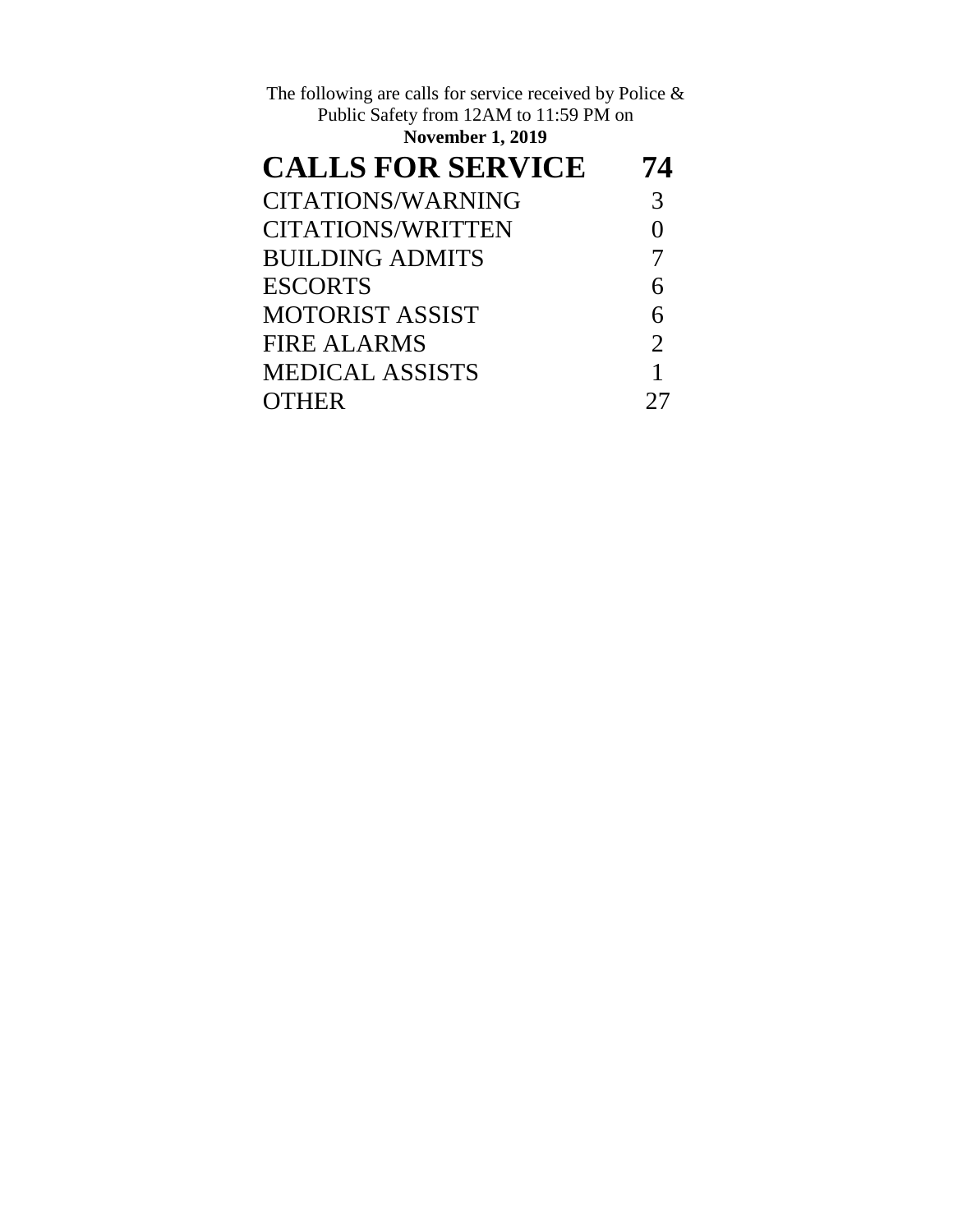The following are calls for service received by Police & Public Safety from 12AM to 11:59 PM on

**November 1, 2019**

| | |
|---|---|
| **CALLS FOR SERVICE** | **74** |
| CITATIONS/WARNING | 3 |
| CITATIONS/WRITTEN | 0 |
| BUILDING ADMITS | 7 |
| ESCORTS | 6 |
| MOTORIST ASSIST | 6 |
| FIRE ALARMS | 2 |
| MEDICAL ASSISTS | 1 |
| OTHER | 27 |